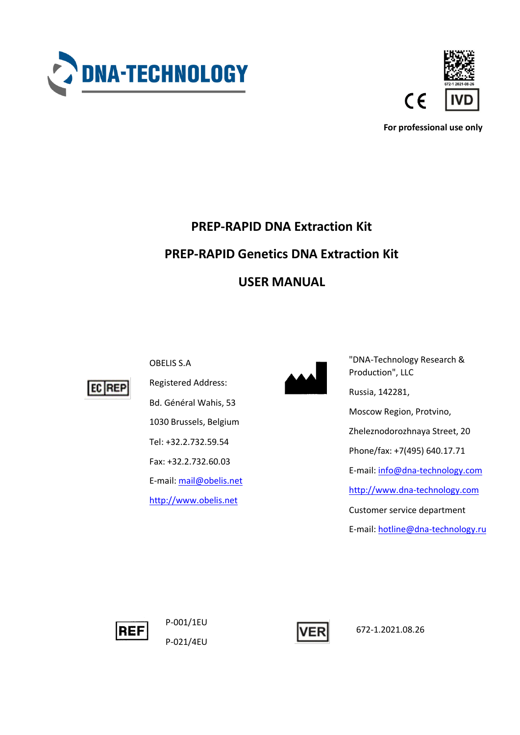DNA-TECHNOLOGY

672-1 2021-08-26

CE IVD

**For professional use only**

# PREP-RAPID DNA Extraction Kit

# PREP-RAPID Genetics DNA Extraction Kit

# USER MANUAL

EC REP

OBELIS S.A

Registered Address:

Bd. Général Wahis, 53

1030 Brussels, Belgium

Tel: +32.2.732.59.54

Fax: +32.2.732.60.03

E-mail: mail@obelis.net

http://www.obelis.net

"DNA-Technology Research & Production", LLC

Russia, 142281,

Moscow Region, Protvino,

Zheleznodorozhnaya Street, 20

Phone/fax: +7(495) 640.17.71

E-mail: info@dna-technology.com

http://www.dna-technology.com

Customer service department

E-mail: hotline@dna-technology.ru

REF P-001/1EU

P-021/4EU

VER 672-1.2021.08.26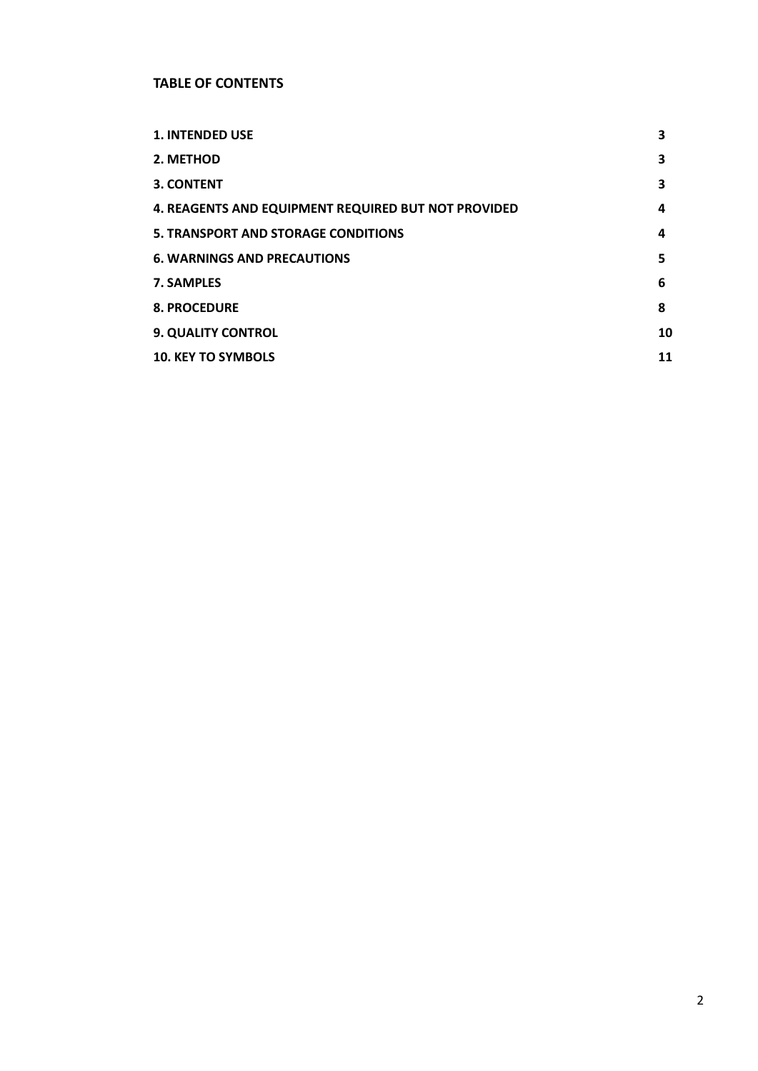**TABLE OF CONTENTS**

| | |
|---|---|
| **1. INTENDED USE** | **3** |
| **2. METHOD** | **3** |
| **3. CONTENT** | **3** |
| **4. REAGENTS AND EQUIPMENT REQUIRED BUT NOT PROVIDED** | **4** |
| **5. TRANSPORT AND STORAGE CONDITIONS** | **4** |
| **6. WARNINGS AND PRECAUTIONS** | **5** |
| **7. SAMPLES** | **6** |
| **8. PROCEDURE** | **8** |
| **9. QUALITY CONTROL** | **10** |
| **10. KEY TO SYMBOLS** | **11** |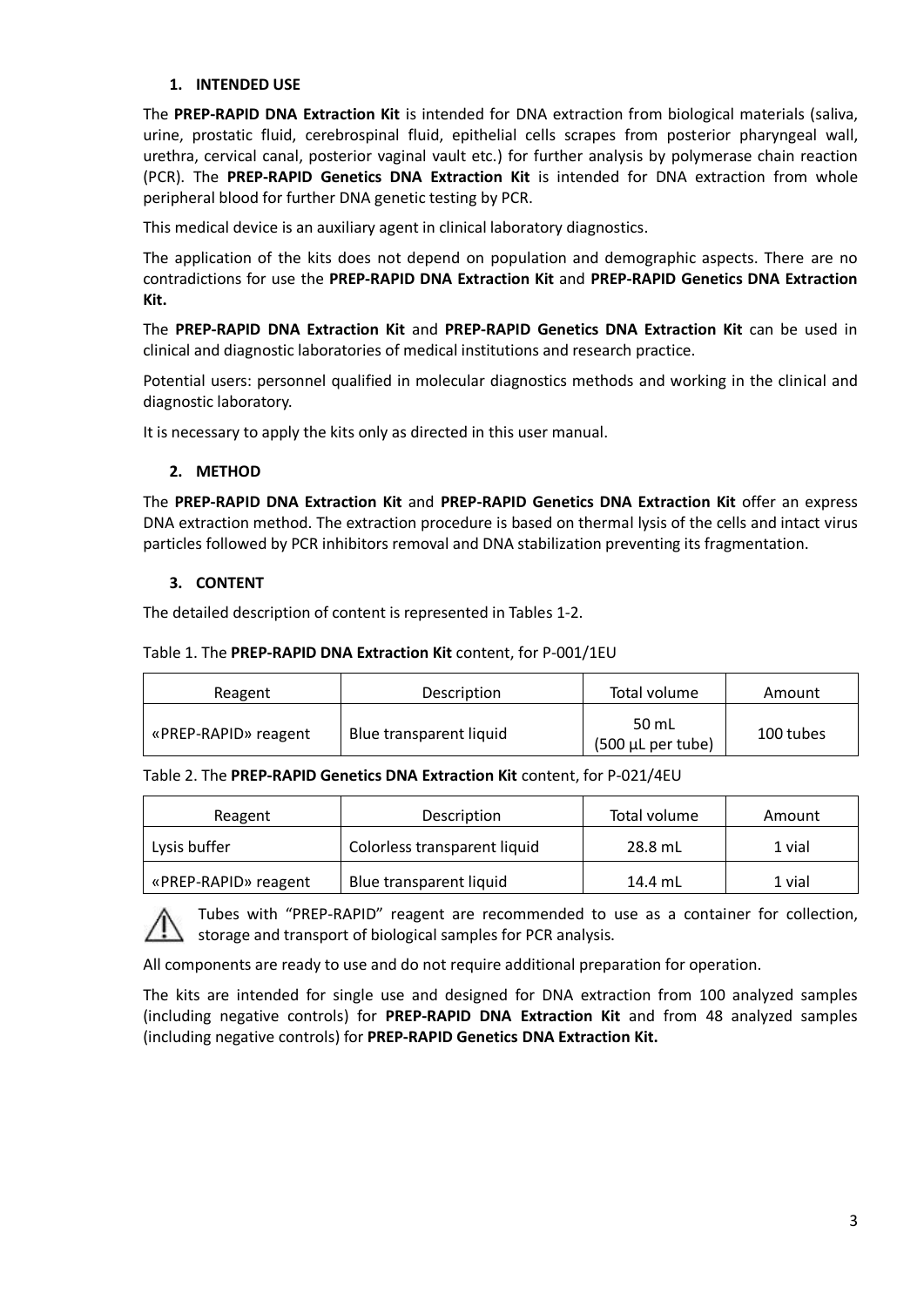## 1. INTENDED USE

The **PREP-RAPID DNA Extraction Kit** is intended for DNA extraction from biological materials (saliva, urine, prostatic fluid, cerebrospinal fluid, epithelial cells scrapes from posterior pharyngeal wall, urethra, cervical canal, posterior vaginal vault etc.) for further analysis by polymerase chain reaction (PCR). The **PREP-RAPID Genetics DNA Extraction Kit** is intended for DNA extraction from whole peripheral blood for further DNA genetic testing by PCR.

This medical device is an auxiliary agent in clinical laboratory diagnostics.

The application of the kits does not depend on population and demographic aspects. There are no contradictions for use the **PREP-RAPID DNA Extraction Kit** and **PREP-RAPID Genetics DNA Extraction Kit.**

The **PREP-RAPID DNA Extraction Kit** and **PREP-RAPID Genetics DNA Extraction Kit** can be used in clinical and diagnostic laboratories of medical institutions and research practice.

Potential users: personnel qualified in molecular diagnostics methods and working in the clinical and diagnostic laboratory.

It is necessary to apply the kits only as directed in this user manual.

## 2. METHOD

The **PREP-RAPID DNA Extraction Kit** and **PREP-RAPID Genetics DNA Extraction Kit** offer an express DNA extraction method. The extraction procedure is based on thermal lysis of the cells and intact virus particles followed by PCR inhibitors removal and DNA stabilization preventing its fragmentation.

## 3. CONTENT

The detailed description of content is represented in Tables 1-2.

Table 1. The **PREP-RAPID DNA Extraction Kit** content, for P-001/1EU

| Reagent | Description | Total volume | Amount |
|---|---|---|---|
| «PREP-RAPID» reagent | Blue transparent liquid | 50 mL (500 µL per tube) | 100 tubes |

Table 2. The **PREP-RAPID Genetics DNA Extraction Kit** content, for P-021/4EU

| Reagent | Description | Total volume | Amount |
|---|---|---|---|
| Lysis buffer | Colorless transparent liquid | 28.8 mL | 1 vial |
| «PREP-RAPID» reagent | Blue transparent liquid | 14.4 mL | 1 vial |

⚠ Tubes with "PREP-RAPID" reagent are recommended to use as a container for collection, storage and transport of biological samples for PCR analysis.

All components are ready to use and do not require additional preparation for operation.

The kits are intended for single use and designed for DNA extraction from 100 analyzed samples (including negative controls) for **PREP-RAPID DNA Extraction Kit** and from 48 analyzed samples (including negative controls) for **PREP-RAPID Genetics DNA Extraction Kit.**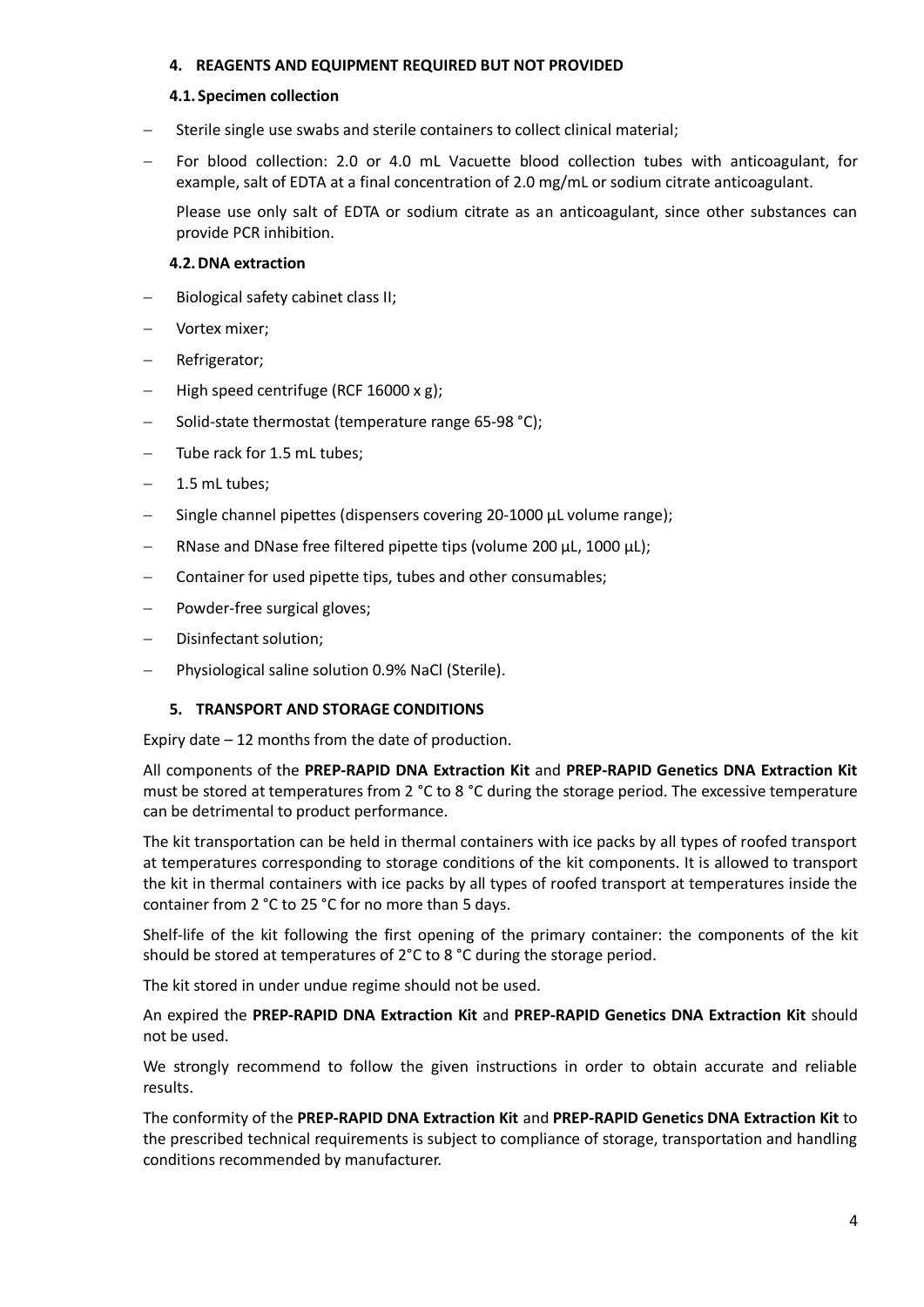## 4. REAGENTS AND EQUIPMENT REQUIRED BUT NOT PROVIDED

### 4.1. Specimen collection

- Sterile single use swabs and sterile containers to collect clinical material;
- For blood collection: 2.0 or 4.0 mL Vacuette blood collection tubes with anticoagulant, for example, salt of EDTA at a final concentration of 2.0 mg/mL or sodium citrate anticoagulant.

  Please use only salt of EDTA or sodium citrate as an anticoagulant, since other substances can provide PCR inhibition.

### 4.2. DNA extraction

- Biological safety cabinet class II;
- Vortex mixer;
- Refrigerator;
- High speed centrifuge (RCF 16000 x g);
- Solid-state thermostat (temperature range 65-98 °C);
- Tube rack for 1.5 mL tubes;
- 1.5 mL tubes;
- Single channel pipettes (dispensers covering 20-1000 µL volume range);
- RNase and DNase free filtered pipette tips (volume 200 µL, 1000 µL);
- Container for used pipette tips, tubes and other consumables;
- Powder-free surgical gloves;
- Disinfectant solution;
- Physiological saline solution 0.9% NaCl (Sterile).

## 5. TRANSPORT AND STORAGE CONDITIONS

Expiry date – 12 months from the date of production.

All components of the **PREP-RAPID DNA Extraction Kit** and **PREP-RAPID Genetics DNA Extraction Kit** must be stored at temperatures from 2 °C to 8 °C during the storage period. The excessive temperature can be detrimental to product performance.

The kit transportation can be held in thermal containers with ice packs by all types of roofed transport at temperatures corresponding to storage conditions of the kit components. It is allowed to transport the kit in thermal containers with ice packs by all types of roofed transport at temperatures inside the container from 2 °C to 25 °C for no more than 5 days.

Shelf-life of the kit following the first opening of the primary container: the components of the kit should be stored at temperatures of 2°C to 8 °C during the storage period.

The kit stored in under undue regime should not be used.

An expired the **PREP-RAPID DNA Extraction Kit** and **PREP-RAPID Genetics DNA Extraction Kit** should not be used.

We strongly recommend to follow the given instructions in order to obtain accurate and reliable results.

The conformity of the **PREP-RAPID DNA Extraction Kit** and **PREP-RAPID Genetics DNA Extraction Kit** to the prescribed technical requirements is subject to compliance of storage, transportation and handling conditions recommended by manufacturer.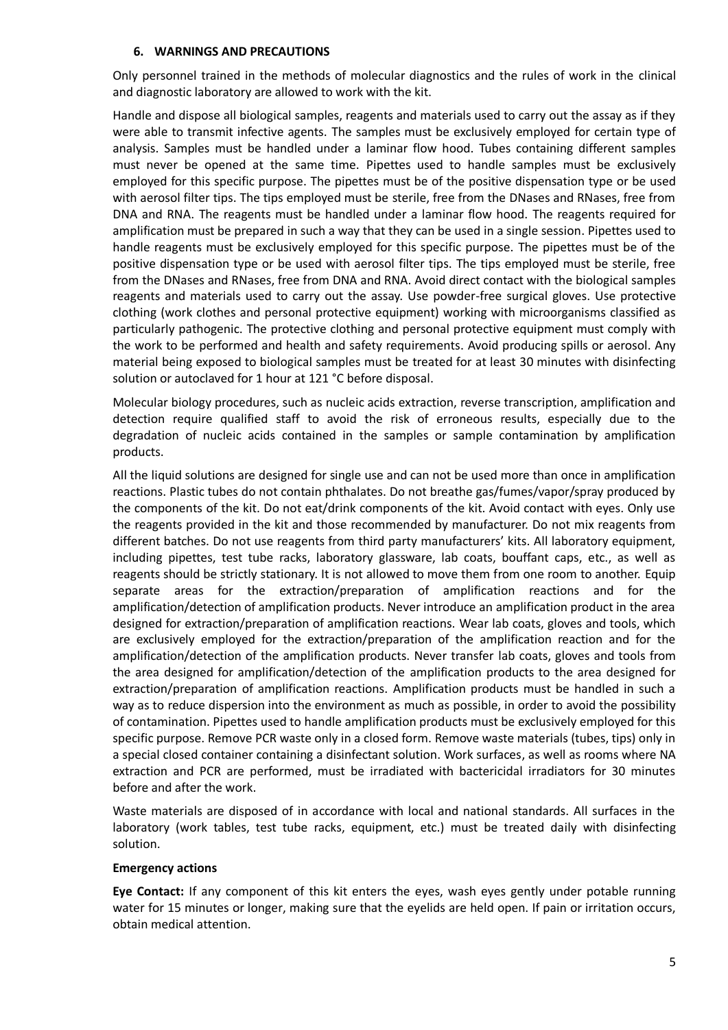### 6. WARNINGS AND PRECAUTIONS

Only personnel trained in the methods of molecular diagnostics and the rules of work in the clinical and diagnostic laboratory are allowed to work with the kit.

Handle and dispose all biological samples, reagents and materials used to carry out the assay as if they were able to transmit infective agents. The samples must be exclusively employed for certain type of analysis. Samples must be handled under a laminar flow hood. Tubes containing different samples must never be opened at the same time. Pipettes used to handle samples must be exclusively employed for this specific purpose. The pipettes must be of the positive dispensation type or be used with aerosol filter tips. The tips employed must be sterile, free from the DNases and RNases, free from DNA and RNA. The reagents must be handled under a laminar flow hood. The reagents required for amplification must be prepared in such a way that they can be used in a single session. Pipettes used to handle reagents must be exclusively employed for this specific purpose. The pipettes must be of the positive dispensation type or be used with aerosol filter tips. The tips employed must be sterile, free from the DNases and RNases, free from DNA and RNA. Avoid direct contact with the biological samples reagents and materials used to carry out the assay. Use powder-free surgical gloves. Use protective clothing (work clothes and personal protective equipment) working with microorganisms classified as particularly pathogenic. The protective clothing and personal protective equipment must comply with the work to be performed and health and safety requirements. Avoid producing spills or aerosol. Any material being exposed to biological samples must be treated for at least 30 minutes with disinfecting solution or autoclaved for 1 hour at 121 °C before disposal.

Molecular biology procedures, such as nucleic acids extraction, reverse transcription, amplification and detection require qualified staff to avoid the risk of erroneous results, especially due to the degradation of nucleic acids contained in the samples or sample contamination by amplification products.

All the liquid solutions are designed for single use and can not be used more than once in amplification reactions. Plastic tubes do not contain phthalates. Do not breathe gas/fumes/vapor/spray produced by the components of the kit. Do not eat/drink components of the kit. Avoid contact with eyes. Only use the reagents provided in the kit and those recommended by manufacturer. Do not mix reagents from different batches. Do not use reagents from third party manufacturers' kits. All laboratory equipment, including pipettes, test tube racks, laboratory glassware, lab coats, bouffant caps, etc., as well as reagents should be strictly stationary. It is not allowed to move them from one room to another. Equip separate areas for the extraction/preparation of amplification reactions and for the amplification/detection of amplification products. Never introduce an amplification product in the area designed for extraction/preparation of amplification reactions. Wear lab coats, gloves and tools, which are exclusively employed for the extraction/preparation of the amplification reaction and for the amplification/detection of the amplification products. Never transfer lab coats, gloves and tools from the area designed for amplification/detection of the amplification products to the area designed for extraction/preparation of amplification reactions. Amplification products must be handled in such a way as to reduce dispersion into the environment as much as possible, in order to avoid the possibility of contamination. Pipettes used to handle amplification products must be exclusively employed for this specific purpose. Remove PCR waste only in a closed form. Remove waste materials (tubes, tips) only in a special closed container containing a disinfectant solution. Work surfaces, as well as rooms where NA extraction and PCR are performed, must be irradiated with bactericidal irradiators for 30 minutes before and after the work.

Waste materials are disposed of in accordance with local and national standards. All surfaces in the laboratory (work tables, test tube racks, equipment, etc.) must be treated daily with disinfecting solution.

**Emergency actions**

**Eye Contact:** If any component of this kit enters the eyes, wash eyes gently under potable running water for 15 minutes or longer, making sure that the eyelids are held open. If pain or irritation occurs, obtain medical attention.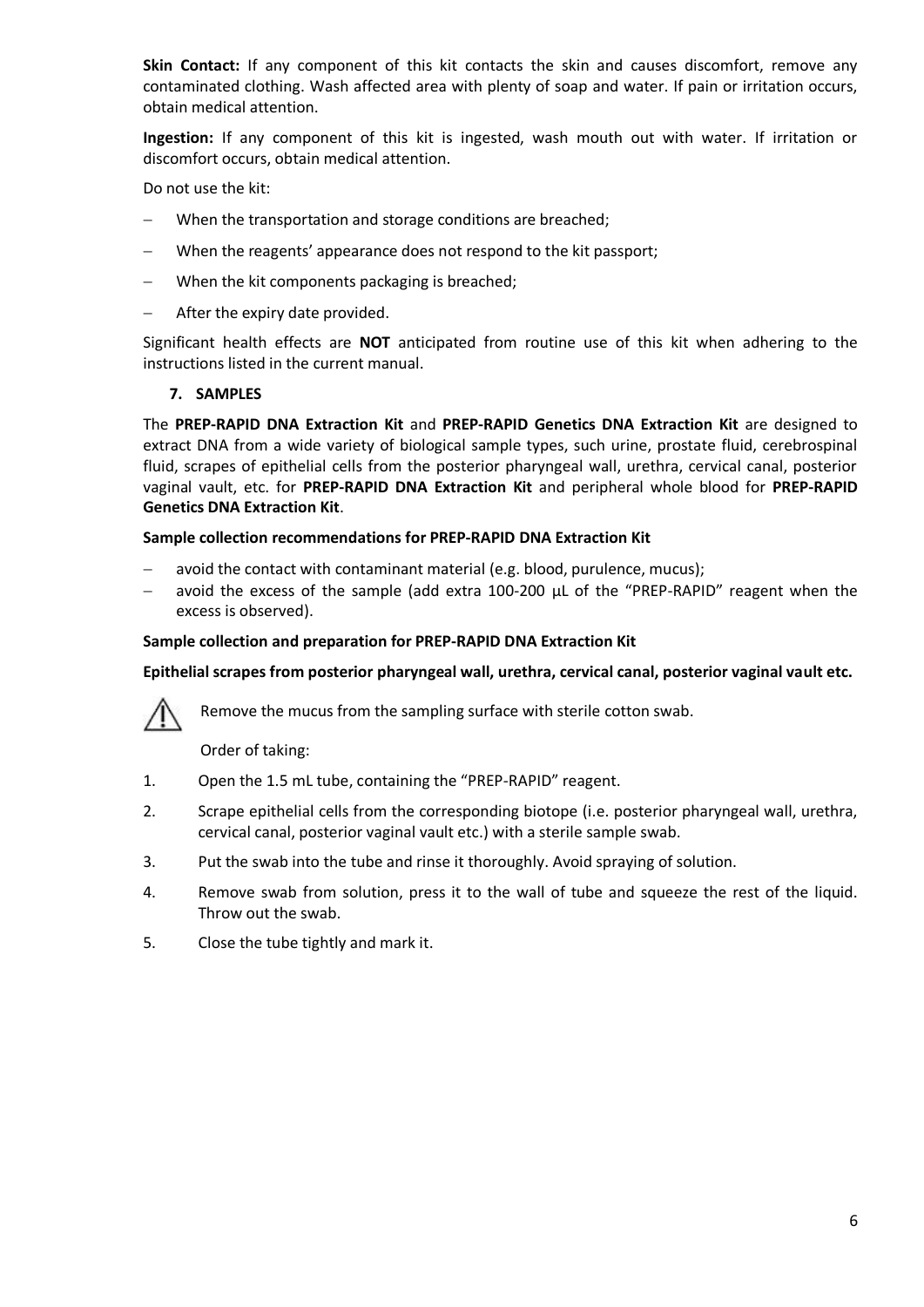**Skin Contact:** If any component of this kit contacts the skin and causes discomfort, remove any contaminated clothing. Wash affected area with plenty of soap and water. If pain or irritation occurs, obtain medical attention.

**Ingestion:** If any component of this kit is ingested, wash mouth out with water. If irritation or discomfort occurs, obtain medical attention.

Do not use the kit:

- When the transportation and storage conditions are breached;
- When the reagents' appearance does not respond to the kit passport;
- When the kit components packaging is breached;
- After the expiry date provided.

Significant health effects are **NOT** anticipated from routine use of this kit when adhering to the instructions listed in the current manual.

## 7. SAMPLES

The **PREP-RAPID DNA Extraction Kit** and **PREP-RAPID Genetics DNA Extraction Kit** are designed to extract DNA from a wide variety of biological sample types, such urine, prostate fluid, cerebrospinal fluid, scrapes of epithelial cells from the posterior pharyngeal wall, urethra, cervical canal, posterior vaginal vault, etc. for **PREP-RAPID DNA Extraction Kit** and peripheral whole blood for **PREP-RAPID Genetics DNA Extraction Kit**.

**Sample collection recommendations for PREP-RAPID DNA Extraction Kit**

- avoid the contact with contaminant material (e.g. blood, purulence, mucus);
- avoid the excess of the sample (add extra 100-200 µL of the "PREP-RAPID" reagent when the excess is observed).

**Sample collection and preparation for PREP-RAPID DNA Extraction Kit**

**Epithelial scrapes from posterior pharyngeal wall, urethra, cervical canal, posterior vaginal vault etc.**

⚠ Remove the mucus from the sampling surface with sterile cotton swab.

Order of taking:

1. Open the 1.5 mL tube, containing the "PREP-RAPID" reagent.
2. Scrape epithelial cells from the corresponding biotope (i.e. posterior pharyngeal wall, urethra, cervical canal, posterior vaginal vault etc.) with a sterile sample swab.
3. Put the swab into the tube and rinse it thoroughly. Avoid spraying of solution.
4. Remove swab from solution, press it to the wall of tube and squeeze the rest of the liquid. Throw out the swab.
5. Close the tube tightly and mark it.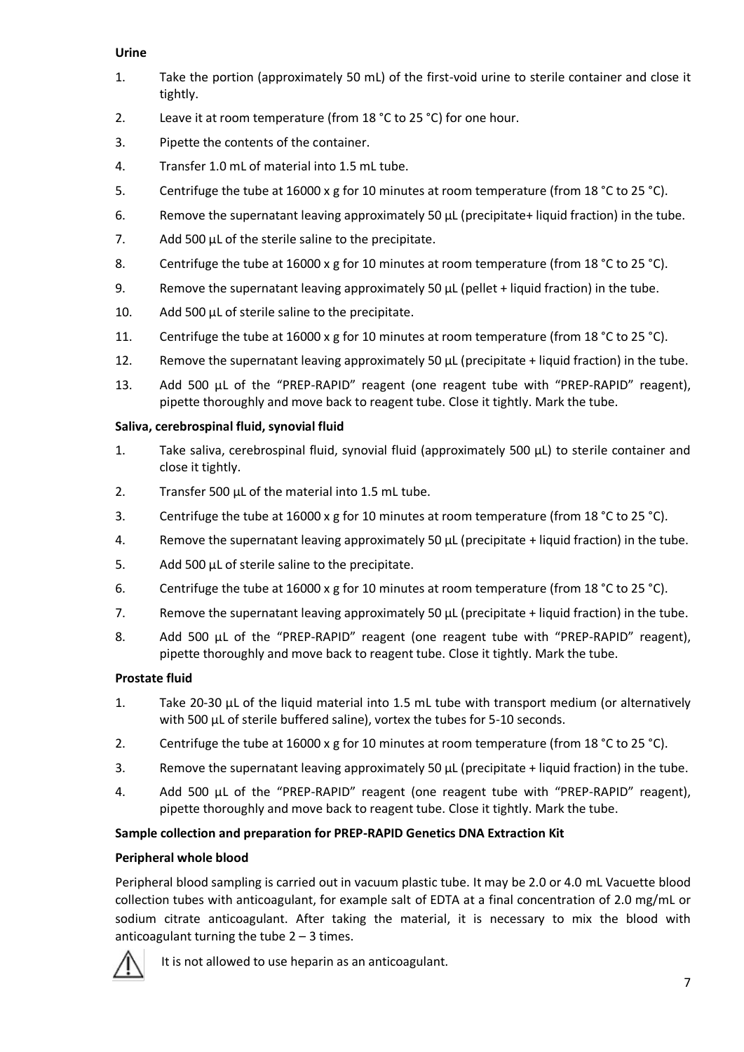**Urine**

1. Take the portion (approximately 50 mL) of the first-void urine to sterile container and close it tightly.
2. Leave it at room temperature (from 18 °C to 25 °C) for one hour.
3. Pipette the contents of the container.
4. Transfer 1.0 mL of material into 1.5 mL tube.
5. Centrifuge the tube at 16000 x g for 10 minutes at room temperature (from 18 °C to 25 °C).
6. Remove the supernatant leaving approximately 50 µL (precipitate+ liquid fraction) in the tube.
7. Add 500 µL of the sterile saline to the precipitate.
8. Centrifuge the tube at 16000 x g for 10 minutes at room temperature (from 18 °C to 25 °C).
9. Remove the supernatant leaving approximately 50 µL (pellet + liquid fraction) in the tube.
10. Add 500 µL of sterile saline to the precipitate.
11. Centrifuge the tube at 16000 x g for 10 minutes at room temperature (from 18 °C to 25 °C).
12. Remove the supernatant leaving approximately 50 µL (precipitate + liquid fraction) in the tube.
13. Add 500 µL of the “PREP-RAPID” reagent (one reagent tube with “PREP-RAPID” reagent), pipette thoroughly and move back to reagent tube. Close it tightly. Mark the tube.

**Saliva, cerebrospinal fluid, synovial fluid**

1. Take saliva, cerebrospinal fluid, synovial fluid (approximately 500 µL) to sterile container and close it tightly.
2. Transfer 500 µL of the material into 1.5 mL tube.
3. Centrifuge the tube at 16000 x g for 10 minutes at room temperature (from 18 °C to 25 °C).
4. Remove the supernatant leaving approximately 50 µL (precipitate + liquid fraction) in the tube.
5. Add 500 µL of sterile saline to the precipitate.
6. Centrifuge the tube at 16000 x g for 10 minutes at room temperature (from 18 °C to 25 °C).
7. Remove the supernatant leaving approximately 50 µL (precipitate + liquid fraction) in the tube.
8. Add 500 µL of the “PREP-RAPID” reagent (one reagent tube with “PREP-RAPID” reagent), pipette thoroughly and move back to reagent tube. Close it tightly. Mark the tube.

**Prostate fluid**

1. Take 20-30 µL of the liquid material into 1.5 mL tube with transport medium (or alternatively with 500 µL of sterile buffered saline), vortex the tubes for 5-10 seconds.
2. Centrifuge the tube at 16000 x g for 10 minutes at room temperature (from 18 °C to 25 °C).
3. Remove the supernatant leaving approximately 50 µL (precipitate + liquid fraction) in the tube.
4. Add 500 µL of the “PREP-RAPID” reagent (one reagent tube with “PREP-RAPID” reagent), pipette thoroughly and move back to reagent tube. Close it tightly. Mark the tube.

**Sample collection and preparation for PREP-RAPID Genetics DNA Extraction Kit**

**Peripheral whole blood**

Peripheral blood sampling is carried out in vacuum plastic tube. It may be 2.0 or 4.0 mL Vacuette blood collection tubes with anticoagulant, for example salt of EDTA at a final concentration of 2.0 mg/mL or sodium citrate anticoagulant. After taking the material, it is necessary to mix the blood with anticoagulant turning the tube 2 – 3 times.

⚠ It is not allowed to use heparin as an anticoagulant.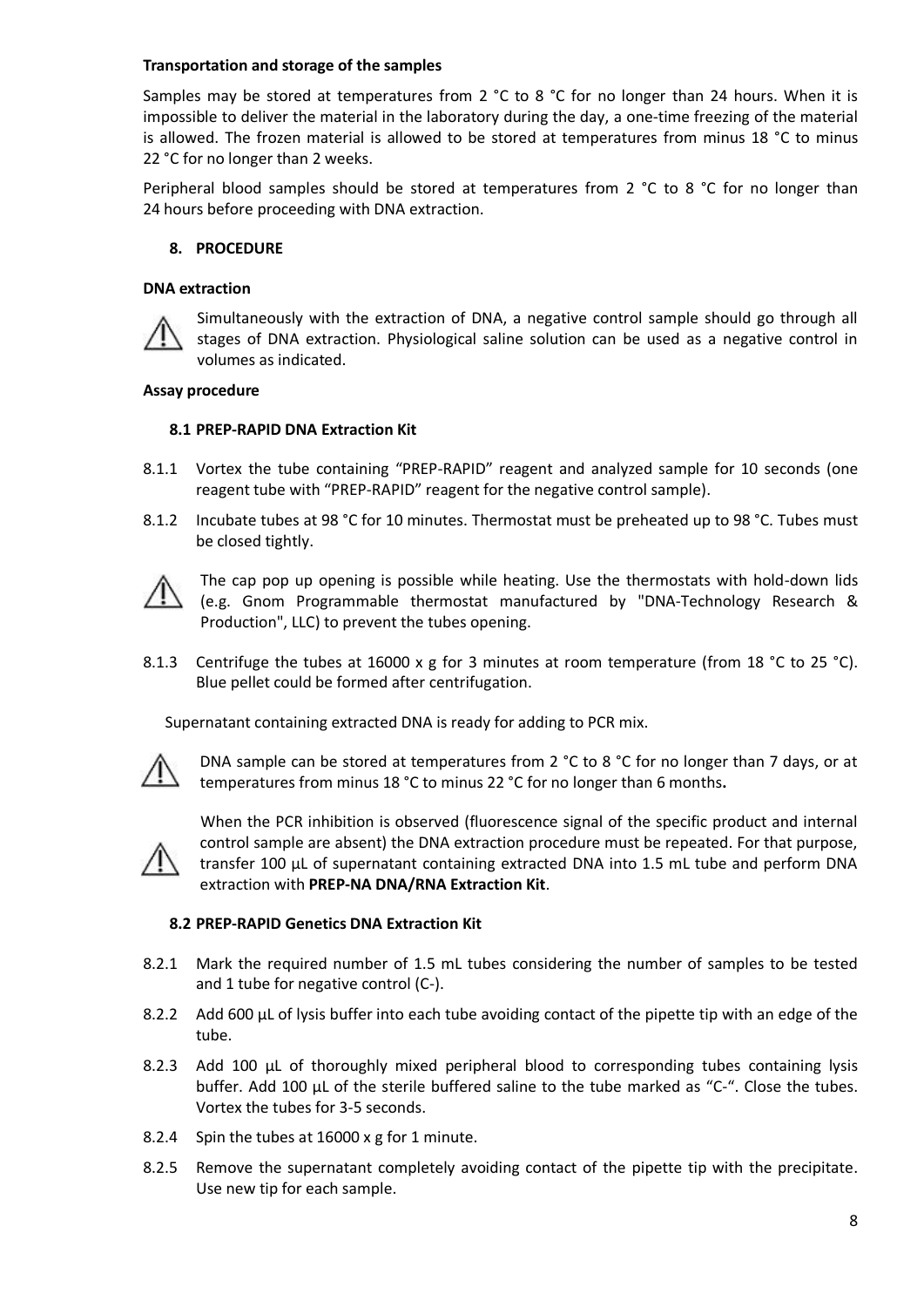**Transportation and storage of the samples**

Samples may be stored at temperatures from 2 °C to 8 °C for no longer than 24 hours. When it is impossible to deliver the material in the laboratory during the day, a one-time freezing of the material is allowed. The frozen material is allowed to be stored at temperatures from minus 18 °C to minus 22 °C for no longer than 2 weeks.

Peripheral blood samples should be stored at temperatures from 2 °C to 8 °C for no longer than 24 hours before proceeding with DNA extraction.

## 8. PROCEDURE

**DNA extraction**

⚠ Simultaneously with the extraction of DNA, a negative control sample should go through all stages of DNA extraction. Physiological saline solution can be used as a negative control in volumes as indicated.

**Assay procedure**

### 8.1 PREP-RAPID DNA Extraction Kit

8.1.1 Vortex the tube containing "PREP-RAPID" reagent and analyzed sample for 10 seconds (one reagent tube with "PREP-RAPID" reagent for the negative control sample).

8.1.2 Incubate tubes at 98 °C for 10 minutes. Thermostat must be preheated up to 98 °C. Tubes must be closed tightly.

⚠ The cap pop up opening is possible while heating. Use the thermostats with hold-down lids (e.g. Gnom Programmable thermostat manufactured by "DNA-Technology Research & Production", LLC) to prevent the tubes opening.

8.1.3 Centrifuge the tubes at 16000 x g for 3 minutes at room temperature (from 18 °C to 25 °C). Blue pellet could be formed after centrifugation.

Supernatant containing extracted DNA is ready for adding to PCR mix.

⚠ DNA sample can be stored at temperatures from 2 °C to 8 °C for no longer than 7 days, or at temperatures from minus 18 °C to minus 22 °C for no longer than 6 months**.**

⚠ When the PCR inhibition is observed (fluorescence signal of the specific product and internal control sample are absent) the DNA extraction procedure must be repeated. For that purpose, transfer 100 µL of supernatant containing extracted DNA into 1.5 mL tube and perform DNA extraction with **PREP-NA DNA/RNA Extraction Kit**.

### 8.2 PREP-RAPID Genetics DNA Extraction Kit

8.2.1 Mark the required number of 1.5 mL tubes considering the number of samples to be tested and 1 tube for negative control (C-).

8.2.2 Add 600 µL of lysis buffer into each tube avoiding contact of the pipette tip with an edge of the tube.

8.2.3 Add 100 µL of thoroughly mixed peripheral blood to corresponding tubes containing lysis buffer. Add 100 µL of the sterile buffered saline to the tube marked as "C-". Close the tubes. Vortex the tubes for 3-5 seconds.

8.2.4 Spin the tubes at 16000 x g for 1 minute.

8.2.5 Remove the supernatant completely avoiding contact of the pipette tip with the precipitate. Use new tip for each sample.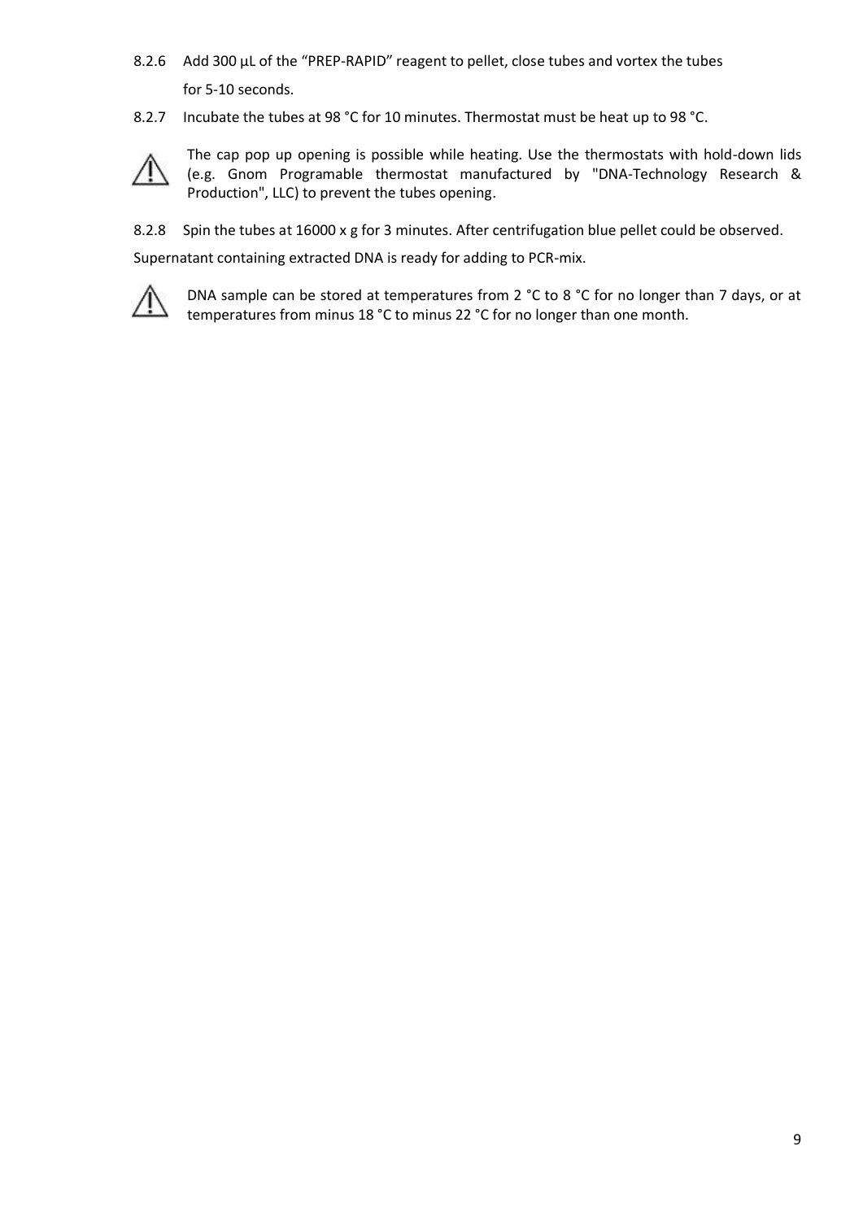8.2.6 Add 300 µL of the "PREP-RAPID" reagent to pellet, close tubes and vortex the tubes for 5-10 seconds.

8.2.7 Incubate the tubes at 98 °C for 10 minutes. Thermostat must be heat up to 98 °C.

⚠ The cap pop up opening is possible while heating. Use the thermostats with hold-down lids (e.g. Gnom Programable thermostat manufactured by "DNA-Technology Research & Production", LLC) to prevent the tubes opening.

8.2.8 Spin the tubes at 16000 x g for 3 minutes. After centrifugation blue pellet could be observed.

Supernatant containing extracted DNA is ready for adding to PCR-mix.

⚠ DNA sample can be stored at temperatures from 2 °C to 8 °C for no longer than 7 days, or at temperatures from minus 18 °C to minus 22 °C for no longer than one month.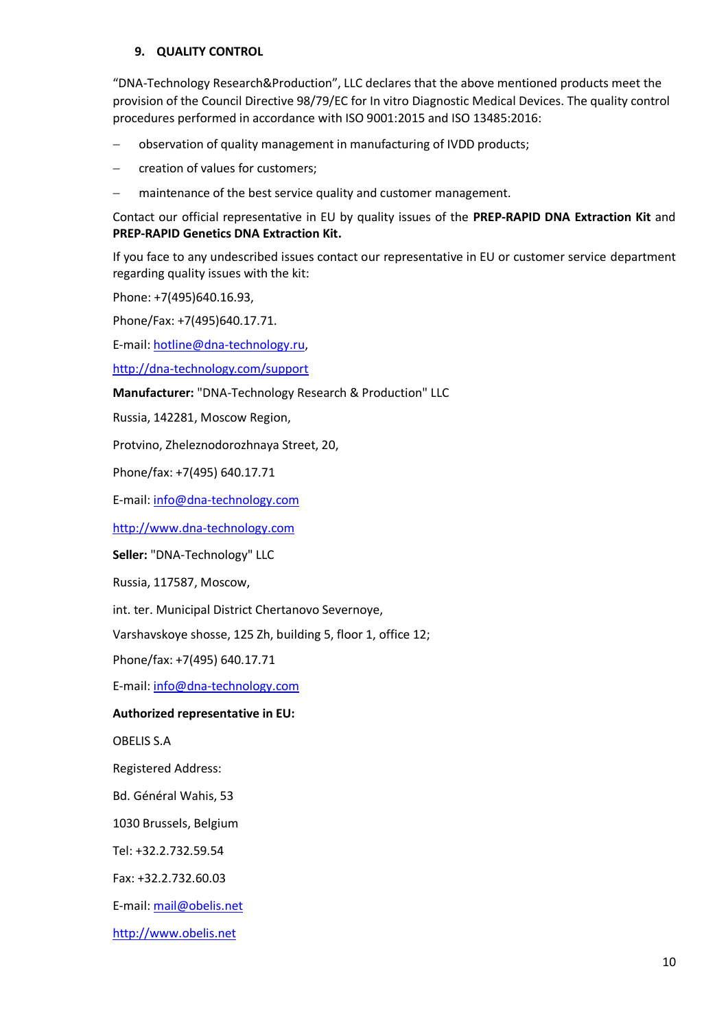## 9. QUALITY CONTROL

"DNA-Technology Research&Production", LLC declares that the above mentioned products meet the provision of the Council Directive 98/79/EC for In vitro Diagnostic Medical Devices. The quality control procedures performed in accordance with ISO 9001:2015 and ISO 13485:2016:

- observation of quality management in manufacturing of IVDD products;
- creation of values for customers;
- maintenance of the best service quality and customer management.

Contact our official representative in EU by quality issues of the **PREP-RAPID DNA Extraction Kit** and **PREP-RAPID Genetics DNA Extraction Kit.**

If you face to any undescribed issues contact our representative in EU or customer service department regarding quality issues with the kit:

Phone: +7(495)640.16.93,

Phone/Fax: +7(495)640.17.71.

E-mail: hotline@dna-technology.ru,

http://dna-technology.com/support

**Manufacturer:** "DNA-Technology Research & Production" LLC

Russia, 142281, Moscow Region,

Protvino, Zheleznodorozhnaya Street, 20,

Phone/fax: +7(495) 640.17.71

E-mail: info@dna-technology.com

http://www.dna-technology.com

**Seller:** "DNA-Technology" LLC

Russia, 117587, Moscow,

int. ter. Municipal District Chertanovo Severnoye,

Varshavskoye shosse, 125 Zh, building 5, floor 1, office 12;

Phone/fax: +7(495) 640.17.71

E-mail: info@dna-technology.com

**Authorized representative in EU:**

OBELIS S.A

Registered Address:

Bd. Général Wahis, 53

1030 Brussels, Belgium

Tel: +32.2.732.59.54

Fax: +32.2.732.60.03

E-mail: mail@obelis.net

http://www.obelis.net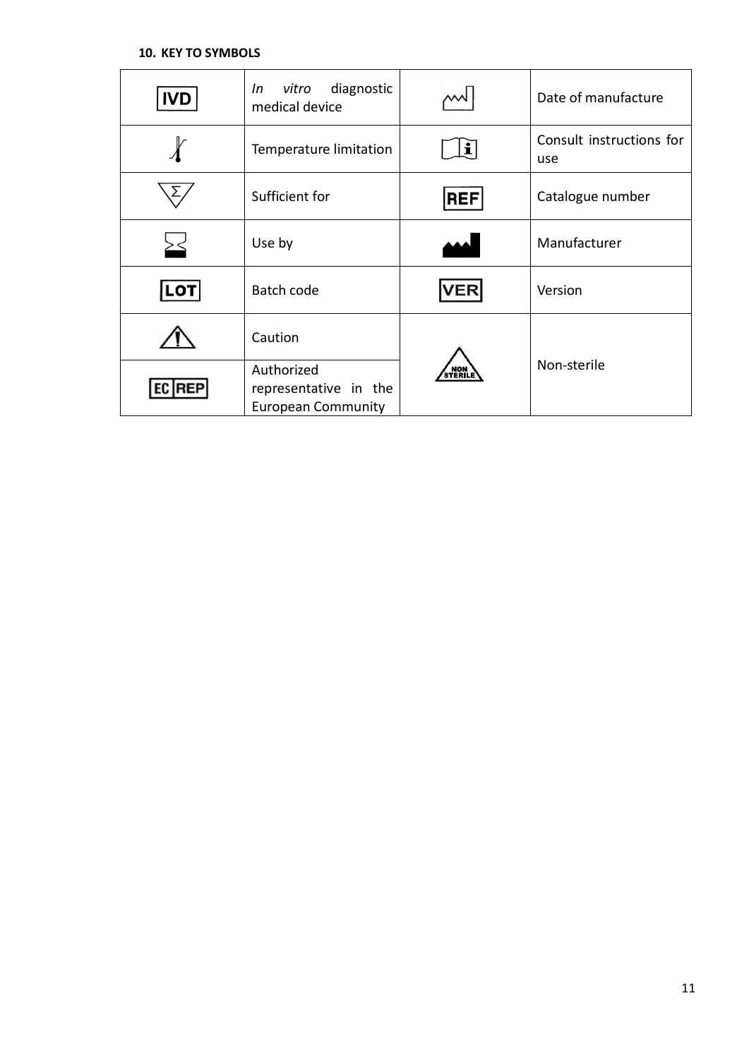## 10. KEY TO SYMBOLS

| Symbol | Meaning | Symbol | Meaning |
|---|---|---|---|
| IVD | *In vitro* diagnostic medical device | | Date of manufacture |
| | Temperature limitation | | Consult instructions for use |
| Σ | Sufficient for | REF | Catalogue number |
| | Use by | | Manufacturer |
| LOT | Batch code | VER | Version |
| | Caution | NON STERILE | Non-sterile |
| EC REP | Authorized representative in the European Community | | |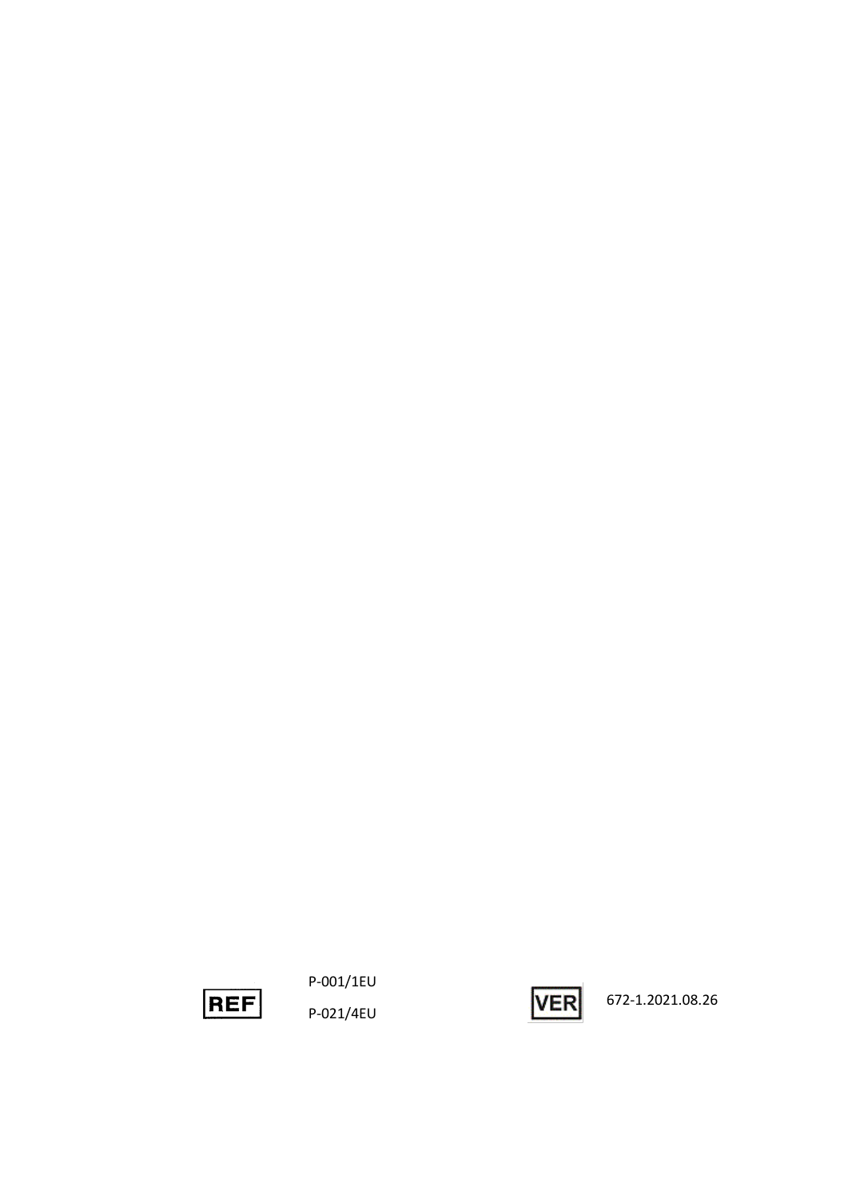REF P-001/1EU

P-021/4EU

VER 672-1.2021.08.26